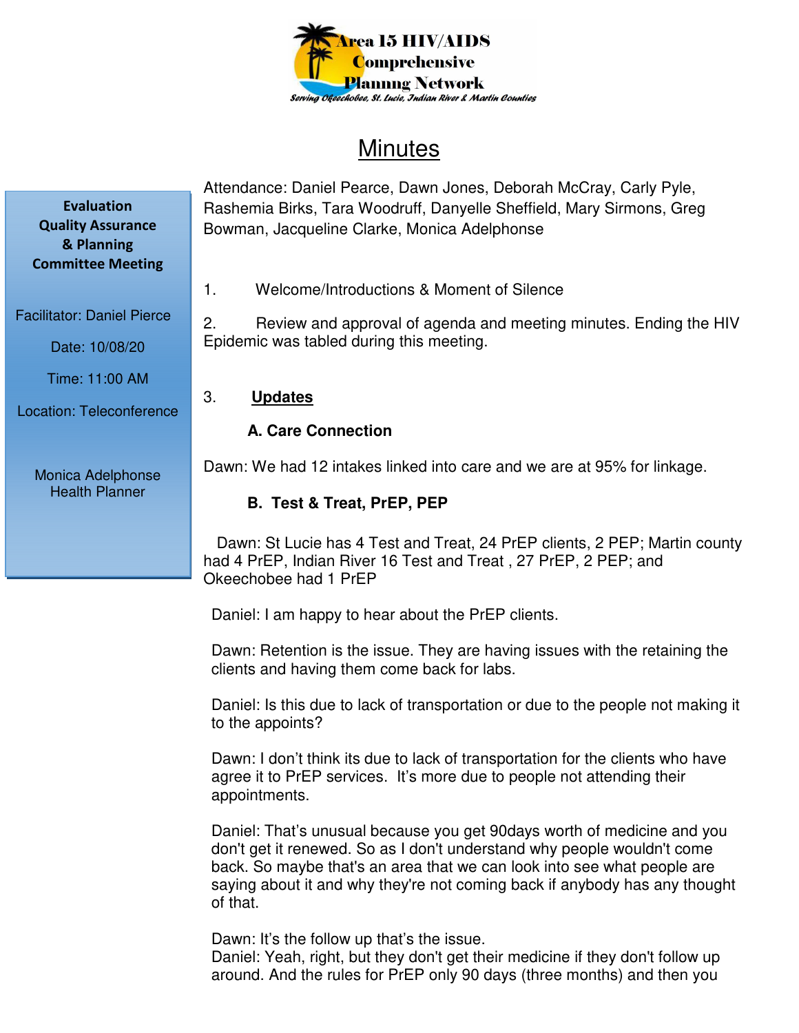Area 15 HIV/AIDS Comprehensive Planning Network

*Serving Okeechobee, St. Lucie, Indian River & Martin Counties*

# Minutes

**Evaluation Quality Assurance & Planning Committee Meeting**

Facilitator: Daniel Pierce

Date: 10/08/20

Time: 11:00 AM

Location: Teleconference

Monica Adelphonse
Health Planner

Attendance: Daniel Pearce, Dawn Jones, Deborah McCray, Carly Pyle, Rashemia Birks, Tara Woodruff, Danyelle Sheffield, Mary Sirmons, Greg Bowman, Jacqueline Clarke, Monica Adelphonse

1. Welcome/Introductions & Moment of Silence

2. Review and approval of agenda and meeting minutes. Ending the HIV Epidemic was tabled during this meeting.

3. **Updates**

**A. Care Connection**

Dawn: We had 12 intakes linked into care and we are at 95% for linkage.

**B. Test & Treat, PrEP, PEP**

Dawn: St Lucie has 4 Test and Treat, 24 PrEP clients, 2 PEP; Martin county had 4 PrEP, Indian River 16 Test and Treat , 27 PrEP, 2 PEP; and Okeechobee had 1 PrEP

Daniel: I am happy to hear about the PrEP clients.

Dawn: Retention is the issue. They are having issues with the retaining the clients and having them come back for labs.

Daniel: Is this due to lack of transportation or due to the people not making it to the appoints?

Dawn: I don't think its due to lack of transportation for the clients who have agree it to PrEP services. It's more due to people not attending their appointments.

Daniel: That's unusual because you get 90days worth of medicine and you don't get it renewed. So as I don't understand why people wouldn't come back. So maybe that's an area that we can look into see what people are saying about it and why they're not coming back if anybody has any thought of that.

Dawn: It's the follow up that's the issue.
Daniel: Yeah, right, but they don't get their medicine if they don't follow up around. And the rules for PrEP only 90 days (three months) and then you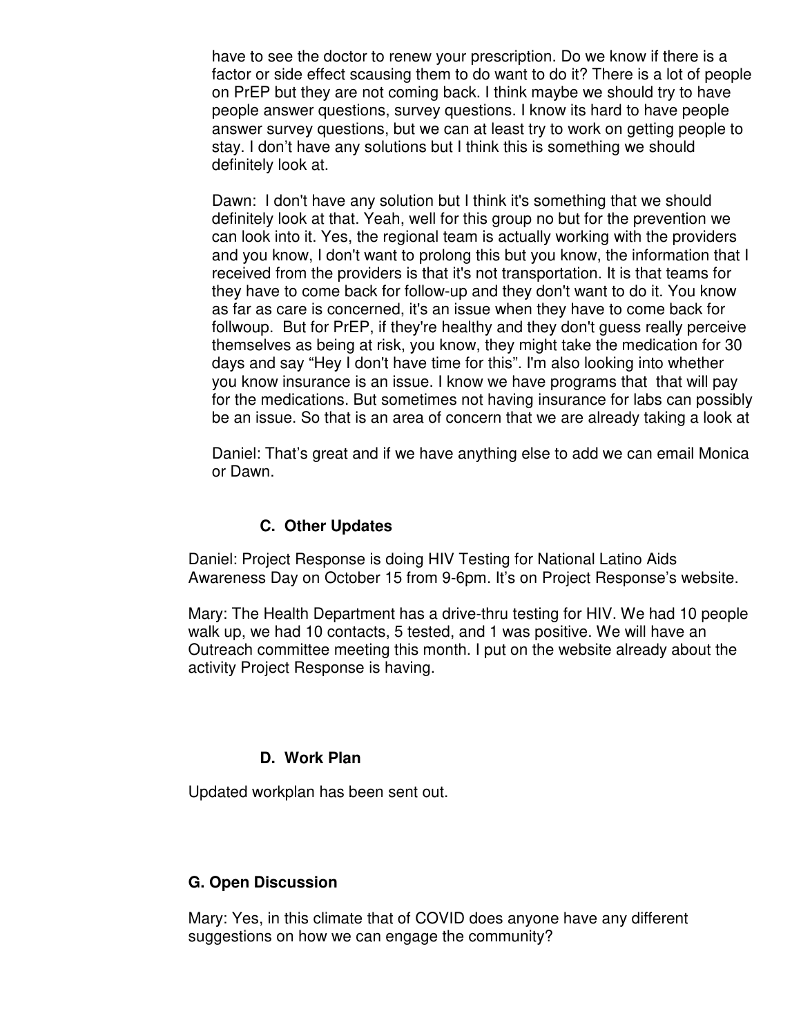have to see the doctor to renew your prescription. Do we know if there is a factor or side effect scausing them to do want to do it? There is a lot of people on PrEP but they are not coming back. I think maybe we should try to have people answer questions, survey questions. I know its hard to have people answer survey questions, but we can at least try to work on getting people to stay. I don't have any solutions but I think this is something we should definitely look at.

Dawn: I don't have any solution but I think it's something that we should definitely look at that. Yeah, well for this group no but for the prevention we can look into it. Yes, the regional team is actually working with the providers and you know, I don't want to prolong this but you know, the information that I received from the providers is that it's not transportation. It is that teams for they have to come back for follow-up and they don't want to do it. You know as far as care is concerned, it's an issue when they have to come back for follwoup. But for PrEP, if they're healthy and they don't guess really perceive themselves as being at risk, you know, they might take the medication for 30 days and say "Hey I don't have time for this". I'm also looking into whether you know insurance is an issue. I know we have programs that that will pay for the medications. But sometimes not having insurance for labs can possibly be an issue. So that is an area of concern that we are already taking a look at

Daniel: That's great and if we have anything else to add we can email Monica or Dawn.

### C. Other Updates

Daniel: Project Response is doing HIV Testing for National Latino Aids Awareness Day on October 15 from 9-6pm. It's on Project Response's website.

Mary: The Health Department has a drive-thru testing for HIV. We had 10 people walk up, we had 10 contacts, 5 tested, and 1 was positive. We will have an Outreach committee meeting this month. I put on the website already about the activity Project Response is having.

### D. Work Plan

Updated workplan has been sent out.

### G. Open Discussion

Mary: Yes, in this climate that of COVID does anyone have any different suggestions on how we can engage the community?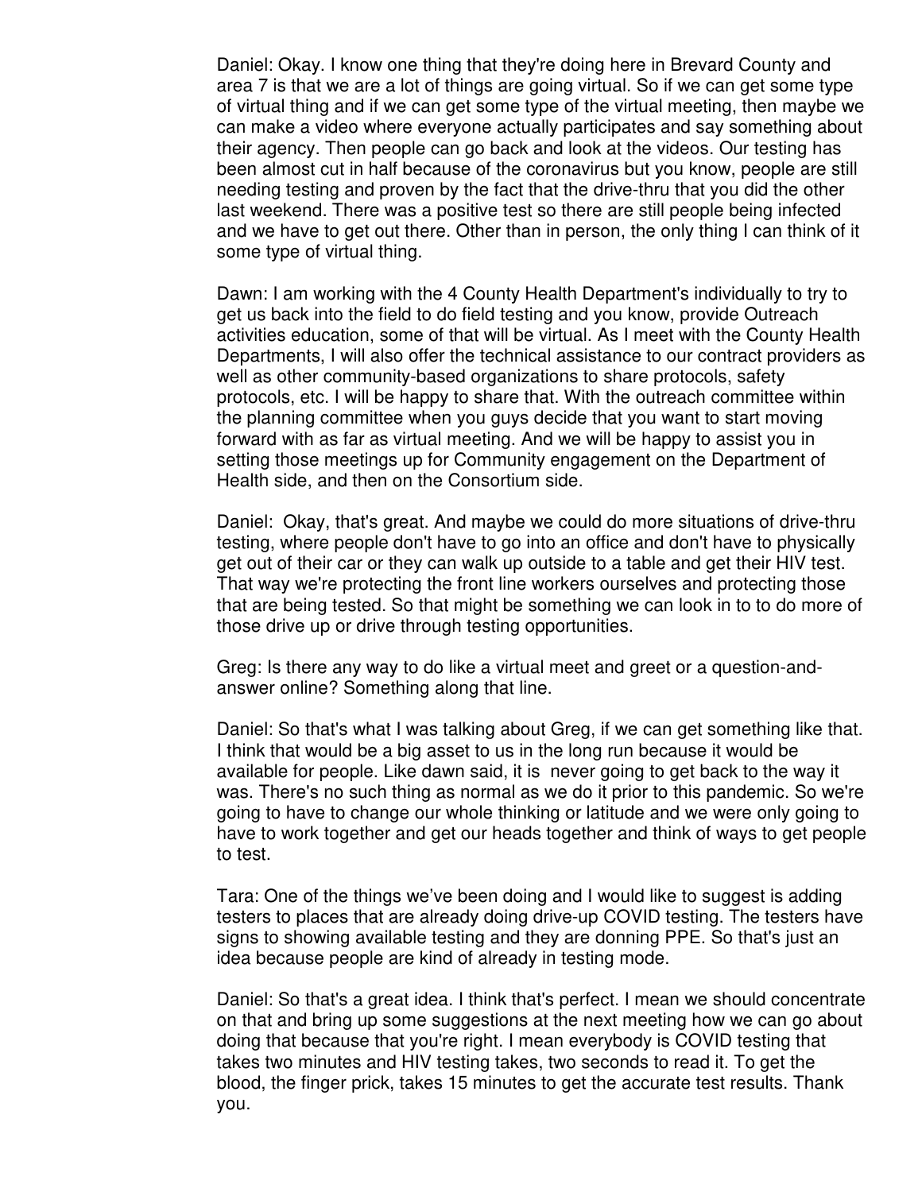Daniel: Okay. I know one thing that they're doing here in Brevard County and area 7 is that we are a lot of things are going virtual. So if we can get some type of virtual thing and if we can get some type of the virtual meeting, then maybe we can make a video where everyone actually participates and say something about their agency. Then people can go back and look at the videos. Our testing has been almost cut in half because of the coronavirus but you know, people are still needing testing and proven by the fact that the drive-thru that you did the other last weekend. There was a positive test so there are still people being infected and we have to get out there. Other than in person, the only thing I can think of it some type of virtual thing.

Dawn: I am working with the 4 County Health Department's individually to try to get us back into the field to do field testing and you know, provide Outreach activities education, some of that will be virtual. As I meet with the County Health Departments, I will also offer the technical assistance to our contract providers as well as other community-based organizations to share protocols, safety protocols, etc. I will be happy to share that. With the outreach committee within the planning committee when you guys decide that you want to start moving forward with as far as virtual meeting. And we will be happy to assist you in setting those meetings up for Community engagement on the Department of Health side, and then on the Consortium side.

Daniel: Okay, that's great. And maybe we could do more situations of drive-thru testing, where people don't have to go into an office and don't have to physically get out of their car or they can walk up outside to a table and get their HIV test. That way we're protecting the front line workers ourselves and protecting those that are being tested. So that might be something we can look in to to do more of those drive up or drive through testing opportunities.

Greg: Is there any way to do like a virtual meet and greet or a question-and-answer online? Something along that line.

Daniel: So that's what I was talking about Greg, if we can get something like that. I think that would be a big asset to us in the long run because it would be available for people. Like dawn said, it is never going to get back to the way it was. There's no such thing as normal as we do it prior to this pandemic. So we're going to have to change our whole thinking or latitude and we were only going to have to work together and get our heads together and think of ways to get people to test.

Tara: One of the things we've been doing and I would like to suggest is adding testers to places that are already doing drive-up COVID testing. The testers have signs to showing available testing and they are donning PPE. So that's just an idea because people are kind of already in testing mode.

Daniel: So that's a great idea. I think that's perfect. I mean we should concentrate on that and bring up some suggestions at the next meeting how we can go about doing that because that you're right. I mean everybody is COVID testing that takes two minutes and HIV testing takes, two seconds to read it. To get the blood, the finger prick, takes 15 minutes to get the accurate test results. Thank you.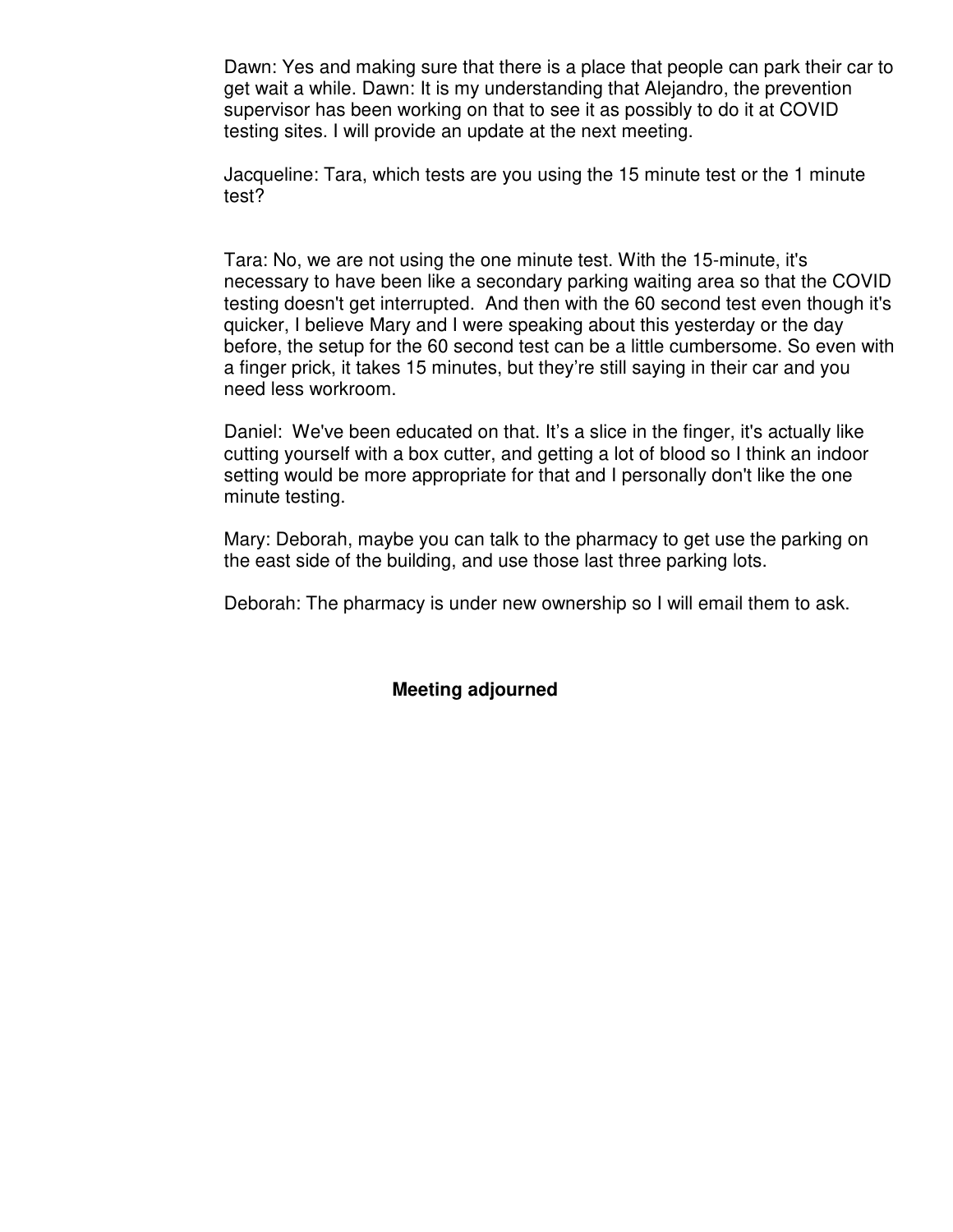Dawn: Yes and making sure that there is a place that people can park their car to get wait a while. Dawn: It is my understanding that Alejandro, the prevention supervisor has been working on that to see it as possibly to do it at COVID testing sites. I will provide an update at the next meeting.

Jacqueline: Tara, which tests are you using the 15 minute test or the 1 minute test?

Tara: No, we are not using the one minute test. With the 15-minute, it's necessary to have been like a secondary parking waiting area so that the COVID testing doesn't get interrupted.  And then with the 60 second test even though it's quicker, I believe Mary and I were speaking about this yesterday or the day before, the setup for the 60 second test can be a little cumbersome. So even with a finger prick, it takes 15 minutes, but they're still saying in their car and you need less workroom.

Daniel:  We've been educated on that. It's a slice in the finger, it's actually like cutting yourself with a box cutter, and getting a lot of blood so I think an indoor setting would be more appropriate for that and I personally don't like the one minute testing.

Mary: Deborah, maybe you can talk to the pharmacy to get use the parking on the east side of the building, and use those last three parking lots.

Deborah: The pharmacy is under new ownership so I will email them to ask.

**Meeting adjourned**